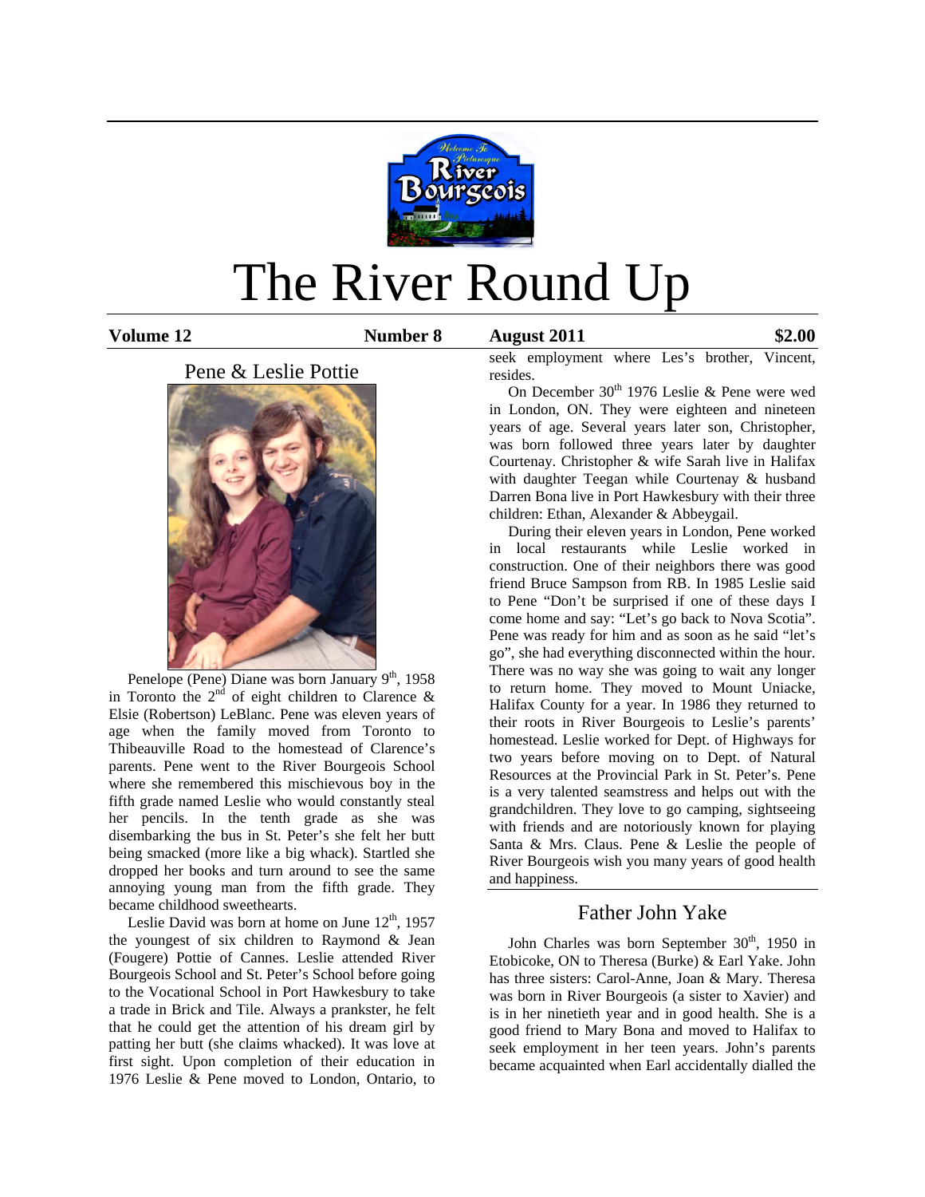# The River Round Up

**Volume 12** **Number 8** **August 2011** **$2.00**

## Pene & Leslie Pottie

Penelope (Pene) Diane was born January 9th, 1958 in Toronto the 2nd of eight children to Clarence & Elsie (Robertson) LeBlanc. Pene was eleven years of age when the family moved from Toronto to Thibeauville Road to the homestead of Clarence's parents. Pene went to the River Bourgeois School where she remembered this mischievous boy in the fifth grade named Leslie who would constantly steal her pencils. In the tenth grade as she was disembarking the bus in St. Peter's she felt her butt being smacked (more like a big whack). Startled she dropped her books and turn around to see the same annoying young man from the fifth grade. They became childhood sweethearts.

Leslie David was born at home on June 12th, 1957 the youngest of six children to Raymond & Jean (Fougere) Pottie of Cannes. Leslie attended River Bourgeois School and St. Peter's School before going to the Vocational School in Port Hawkesbury to take a trade in Brick and Tile. Always a prankster, he felt that he could get the attention of his dream girl by patting her butt (she claims whacked). It was love at first sight. Upon completion of their education in 1976 Leslie & Pene moved to London, Ontario, to seek employment where Les's brother, Vincent, resides.

On December 30th 1976 Leslie & Pene were wed in London, ON. They were eighteen and nineteen years of age. Several years later son, Christopher, was born followed three years later by daughter Courtenay. Christopher & wife Sarah live in Halifax with daughter Teegan while Courtenay & husband Darren Bona live in Port Hawkesbury with their three children: Ethan, Alexander & Abbeygail.

During their eleven years in London, Pene worked in local restaurants while Leslie worked in construction. One of their neighbors there was good friend Bruce Sampson from RB. In 1985 Leslie said to Pene "Don't be surprised if one of these days I come home and say: "Let's go back to Nova Scotia". Pene was ready for him and as soon as he said "let's go", she had everything disconnected within the hour. There was no way she was going to wait any longer to return home. They moved to Mount Uniacke, Halifax County for a year. In 1986 they returned to their roots in River Bourgeois to Leslie's parents' homestead. Leslie worked for Dept. of Highways for two years before moving on to Dept. of Natural Resources at the Provincial Park in St. Peter's. Pene is a very talented seamstress and helps out with the grandchildren. They love to go camping, sightseeing with friends and are notoriously known for playing Santa & Mrs. Claus. Pene & Leslie the people of River Bourgeois wish you many years of good health and happiness.

## Father John Yake

John Charles was born September 30th, 1950 in Etobicoke, ON to Theresa (Burke) & Earl Yake. John has three sisters: Carol-Anne, Joan & Mary. Theresa was born in River Bourgeois (a sister to Xavier) and is in her ninetieth year and in good health. She is a good friend to Mary Bona and moved to Halifax to seek employment in her teen years. John's parents became acquainted when Earl accidentally dialled the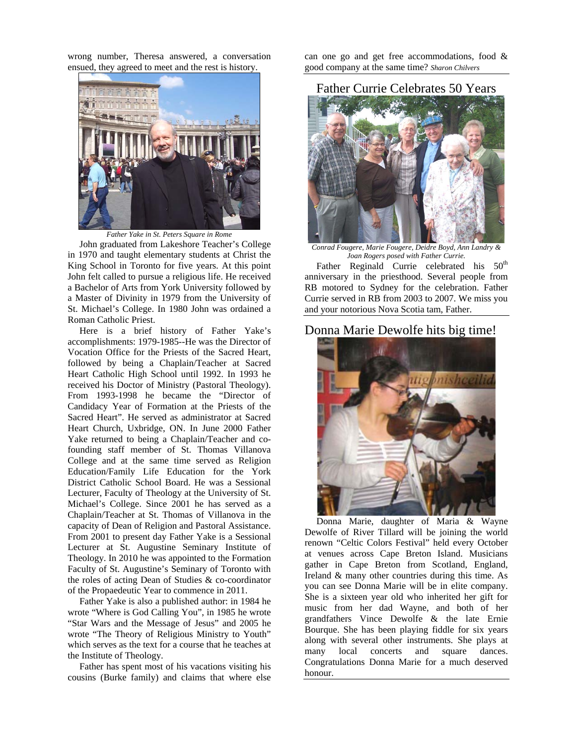wrong number, Theresa answered, a conversation ensued, they agreed to meet and the rest is history.

*Father Yake in St. Peters Square in Rome*

John graduated from Lakeshore Teacher's College in 1970 and taught elementary students at Christ the King School in Toronto for five years. At this point John felt called to pursue a religious life. He received a Bachelor of Arts from York University followed by a Master of Divinity in 1979 from the University of St. Michael's College. In 1980 John was ordained a Roman Catholic Priest.

Here is a brief history of Father Yake's accomplishments: 1979-1985--He was the Director of Vocation Office for the Priests of the Sacred Heart, followed by being a Chaplain/Teacher at Sacred Heart Catholic High School until 1992. In 1993 he received his Doctor of Ministry (Pastoral Theology). From 1993-1998 he became the "Director of Candidacy Year of Formation at the Priests of the Sacred Heart". He served as administrator at Sacred Heart Church, Uxbridge, ON. In June 2000 Father Yake returned to being a Chaplain/Teacher and co-founding staff member of St. Thomas Villanova College and at the same time served as Religion Education/Family Life Education for the York District Catholic School Board. He was a Sessional Lecturer, Faculty of Theology at the University of St. Michael's College. Since 2001 he has served as a Chaplain/Teacher at St. Thomas of Villanova in the capacity of Dean of Religion and Pastoral Assistance. From 2001 to present day Father Yake is a Sessional Lecturer at St. Augustine Seminary Institute of Theology. In 2010 he was appointed to the Formation Faculty of St. Augustine's Seminary of Toronto with the roles of acting Dean of Studies & co-coordinator of the Propaedeutic Year to commence in 2011.

Father Yake is also a published author: in 1984 he wrote "Where is God Calling You", in 1985 he wrote "Star Wars and the Message of Jesus" and 2005 he wrote "The Theory of Religious Ministry to Youth" which serves as the text for a course that he teaches at the Institute of Theology.

Father has spent most of his vacations visiting his cousins (Burke family) and claims that where else can one go and get free accommodations, food & good company at the same time? *Sharon Chilvers*

## Father Currie Celebrates 50 Years

*Conrad Fougere, Marie Fougere, Deidre Boyd, Ann Landry & Joan Rogers posed with Father Currie.*

Father Reginald Currie celebrated his 50th anniversary in the priesthood. Several people from RB motored to Sydney for the celebration. Father Currie served in RB from 2003 to 2007. We miss you and your notorious Nova Scotia tam, Father.

## Donna Marie Dewolfe hits big time!

Donna Marie, daughter of Maria & Wayne Dewolfe of River Tillard will be joining the world renown "Celtic Colors Festival" held every October at venues across Cape Breton Island. Musicians gather in Cape Breton from Scotland, England, Ireland & many other countries during this time. As you can see Donna Marie will be in elite company. She is a sixteen year old who inherited her gift for music from her dad Wayne, and both of her grandfathers Vince Dewolfe & the late Ernie Bourque. She has been playing fiddle for six years along with several other instruments. She plays at many local concerts and square dances. Congratulations Donna Marie for a much deserved honour.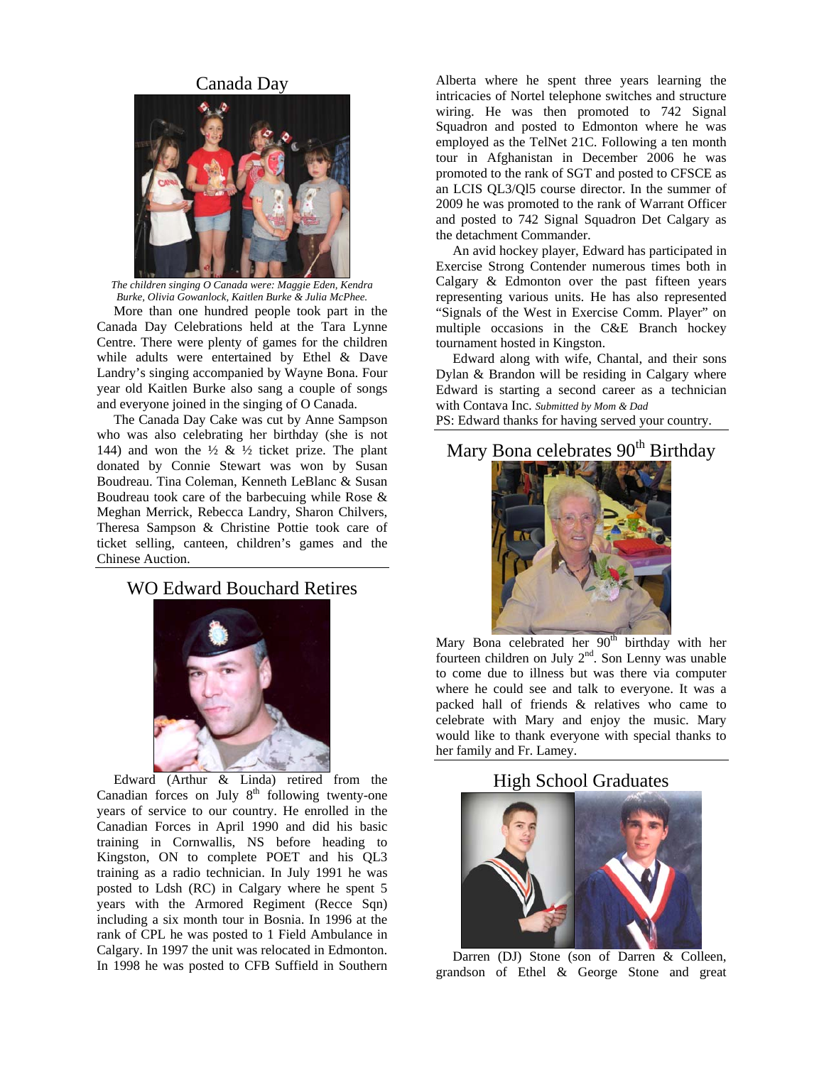## Canada Day

*The children singing O Canada were: Maggie Eden, Kendra Burke, Olivia Gowanlock, Kaitlen Burke & Julia McPhee.*

More than one hundred people took part in the Canada Day Celebrations held at the Tara Lynne Centre. There were plenty of games for the children while adults were entertained by Ethel & Dave Landry's singing accompanied by Wayne Bona. Four year old Kaitlen Burke also sang a couple of songs and everyone joined in the singing of O Canada.

The Canada Day Cake was cut by Anne Sampson who was also celebrating her birthday (she is not 144) and won the ½ & ½ ticket prize. The plant donated by Connie Stewart was won by Susan Boudreau. Tina Coleman, Kenneth LeBlanc & Susan Boudreau took care of the barbecuing while Rose & Meghan Merrick, Rebecca Landry, Sharon Chilvers, Theresa Sampson & Christine Pottie took care of ticket selling, canteen, children's games and the Chinese Auction.

## WO Edward Bouchard Retires

Edward (Arthur & Linda) retired from the Canadian forces on July 8th following twenty-one years of service to our country. He enrolled in the Canadian Forces in April 1990 and did his basic training in Cornwallis, NS before heading to Kingston, ON to complete POET and his QL3 training as a radio technician. In July 1991 he was posted to Ldsh (RC) in Calgary where he spent 5 years with the Armored Regiment (Recce Sqn) including a six month tour in Bosnia. In 1996 at the rank of CPL he was posted to 1 Field Ambulance in Calgary. In 1997 the unit was relocated in Edmonton. In 1998 he was posted to CFB Suffield in Southern Alberta where he spent three years learning the intricacies of Nortel telephone switches and structure wiring. He was then promoted to 742 Signal Squadron and posted to Edmonton where he was employed as the TelNet 21C. Following a ten month tour in Afghanistan in December 2006 he was promoted to the rank of SGT and posted to CFSCE as an LCIS QL3/Ql5 course director. In the summer of 2009 he was promoted to the rank of Warrant Officer and posted to 742 Signal Squadron Det Calgary as the detachment Commander.

An avid hockey player, Edward has participated in Exercise Strong Contender numerous times both in Calgary & Edmonton over the past fifteen years representing various units. He has also represented "Signals of the West in Exercise Comm. Player" on multiple occasions in the C&E Branch hockey tournament hosted in Kingston.

Edward along with wife, Chantal, and their sons Dylan & Brandon will be residing in Calgary where Edward is starting a second career as a technician with Contava Inc. *Submitted by Mom & Dad*

PS: Edward thanks for having served your country.

## Mary Bona celebrates 90th Birthday

Mary Bona celebrated her 90th birthday with her fourteen children on July 2nd. Son Lenny was unable to come due to illness but was there via computer where he could see and talk to everyone. It was a packed hall of friends & relatives who came to celebrate with Mary and enjoy the music. Mary would like to thank everyone with special thanks to her family and Fr. Lamey.

## High School Graduates

Darren (DJ) Stone (son of Darren & Colleen, grandson of Ethel & George Stone and great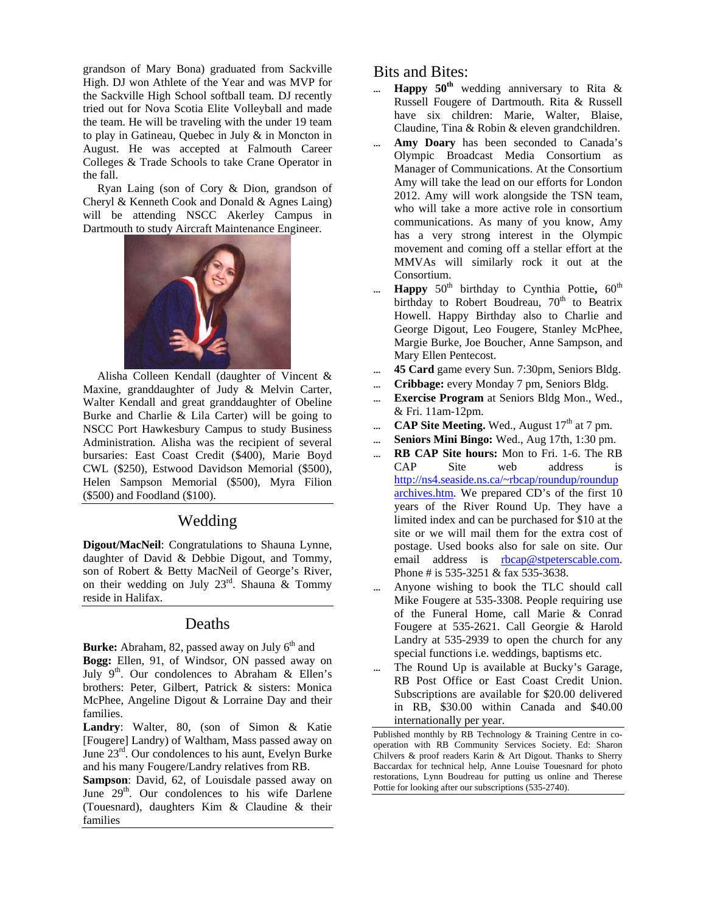grandson of Mary Bona) graduated from Sackville High. DJ won Athlete of the Year and was MVP for the Sackville High School softball team. DJ recently tried out for Nova Scotia Elite Volleyball and made the team. He will be traveling with the under 19 team to play in Gatineau, Quebec in July & in Moncton in August. He was accepted at Falmouth Career Colleges & Trade Schools to take Crane Operator in the fall.

Ryan Laing (son of Cory & Dion, grandson of Cheryl & Kenneth Cook and Donald & Agnes Laing) will be attending NSCC Akerley Campus in Dartmouth to study Aircraft Maintenance Engineer.

Alisha Colleen Kendall (daughter of Vincent & Maxine, granddaughter of Judy & Melvin Carter, Walter Kendall and great granddaughter of Obeline Burke and Charlie & Lila Carter) will be going to NSCC Port Hawkesbury Campus to study Business Administration. Alisha was the recipient of several bursaries: East Coast Credit ($400), Marie Boyd CWL ($250), Estwood Davidson Memorial ($500), Helen Sampson Memorial ($500), Myra Filion ($500) and Foodland ($100).

## Wedding

**Digout/MacNeil**: Congratulations to Shauna Lynne, daughter of David & Debbie Digout, and Tommy, son of Robert & Betty MacNeil of George's River, on their wedding on July 23rd. Shauna & Tommy reside in Halifax.

## Deaths

**Burke:** Abraham, 82, passed away on July 6th and

**Bogg:** Ellen, 91, of Windsor, ON passed away on July 9th. Our condolences to Abraham & Ellen's brothers: Peter, Gilbert, Patrick & sisters: Monica McPhee, Angeline Digout & Lorraine Day and their families.

**Landry**: Walter, 80, (son of Simon & Katie [Fougere] Landry) of Waltham, Mass passed away on June 23rd. Our condolences to his aunt, Evelyn Burke and his many Fougere/Landry relatives from RB.

**Sampson**: David, 62, of Louisdale passed away on June 29th. Our condolences to his wife Darlene (Touesnard), daughters Kim & Claudine & their families

## Bits and Bites:

- **Happy 50th** wedding anniversary to Rita & Russell Fougere of Dartmouth. Rita & Russell have six children: Marie, Walter, Blaise, Claudine, Tina & Robin & eleven grandchildren.
- **Amy Doary** has been seconded to Canada's Olympic Broadcast Media Consortium as Manager of Communications. At the Consortium Amy will take the lead on our efforts for London 2012. Amy will work alongside the TSN team, who will take a more active role in consortium communications. As many of you know, Amy has a very strong interest in the Olympic movement and coming off a stellar effort at the MMVAs will similarly rock it out at the Consortium.
- **Happy** 50th birthday to Cynthia Pottie**,** 60th birthday to Robert Boudreau, 70th to Beatrix Howell. Happy Birthday also to Charlie and George Digout, Leo Fougere, Stanley McPhee, Margie Burke, Joe Boucher, Anne Sampson, and Mary Ellen Pentecost.
- **45 Card** game every Sun. 7:30pm, Seniors Bldg.
- **Cribbage:** every Monday 7 pm, Seniors Bldg.
- **Exercise Program** at Seniors Bldg Mon., Wed., & Fri. 11am-12pm.
- **CAP Site Meeting.** Wed., August 17th at 7 pm.
- **Seniors Mini Bingo:** Wed., Aug 17th, 1:30 pm.
- **RB CAP Site hours:** Mon to Fri. 1-6. The RB CAP Site web address is http://ns4.seaside.ns.ca/~rbcap/roundup/roundup archives.htm. We prepared CD's of the first 10 years of the River Round Up. They have a limited index and can be purchased for $10 at the site or we will mail them for the extra cost of postage. Used books also for sale on site. Our email address is rbcap@stpeterscable.com. Phone # is 535-3251 & fax 535-3638.
- Anyone wishing to book the TLC should call Mike Fougere at 535-3308. People requiring use of the Funeral Home, call Marie & Conrad Fougere at 535-2621. Call Georgie & Harold Landry at 535-2939 to open the church for any special functions i.e. weddings, baptisms etc.
- The Round Up is available at Bucky's Garage, RB Post Office or East Coast Credit Union. Subscriptions are available for $20.00 delivered in RB, $30.00 within Canada and $40.00 internationally per year.

Published monthly by RB Technology & Training Centre in co-operation with RB Community Services Society. Ed: Sharon Chilvers & proof readers Karin & Art Digout. Thanks to Sherry Baccardax for technical help, Anne Louise Touesnard for photo restorations, Lynn Boudreau for putting us online and Therese Pottie for looking after our subscriptions (535-2740).